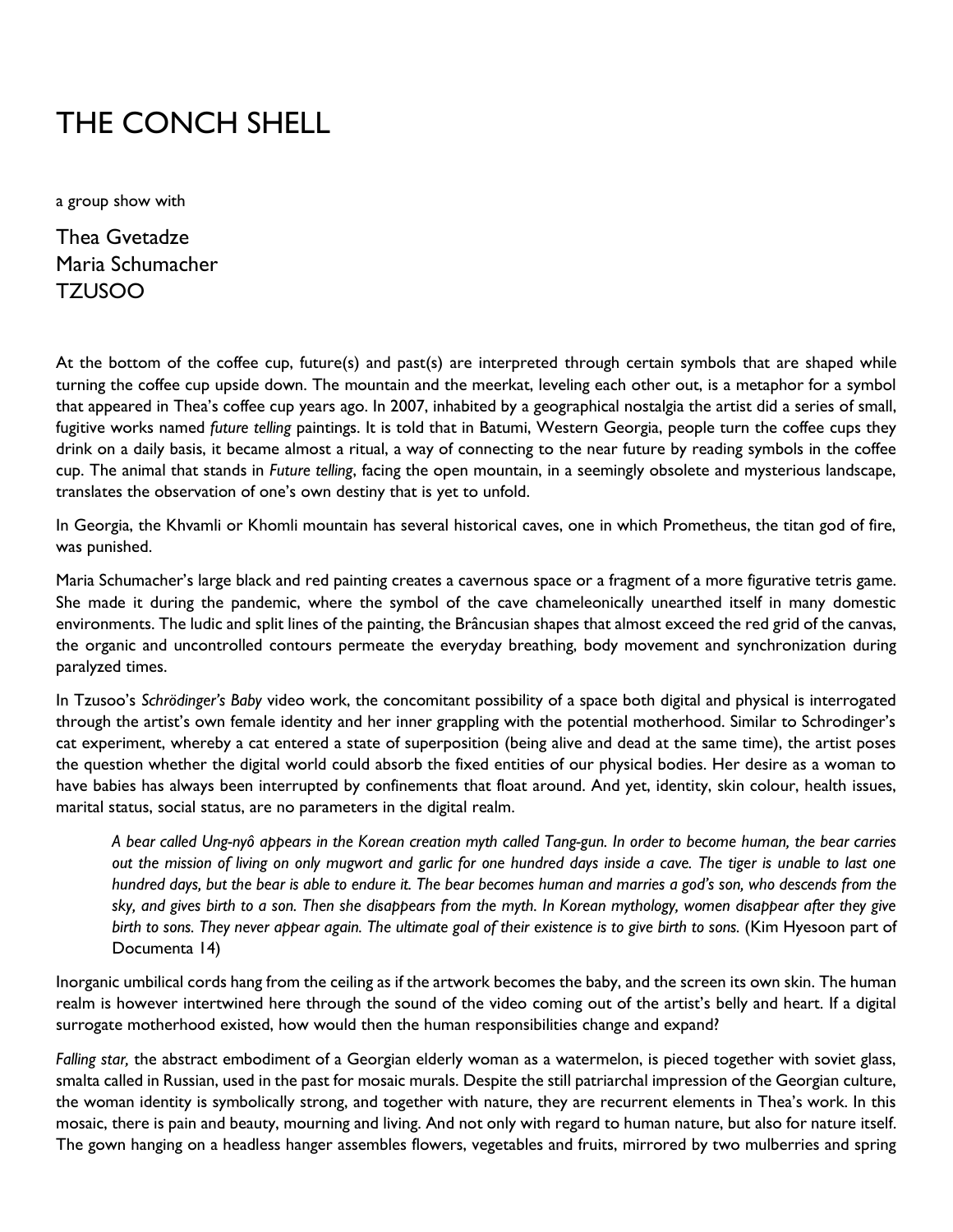# THE CONCH SHELL

a group show with

Thea Gvetadze
Maria Schumacher
TZUSOO

At the bottom of the coffee cup, future(s) and past(s) are interpreted through certain symbols that are shaped while turning the coffee cup upside down. The mountain and the meerkat, leveling each other out, is a metaphor for a symbol that appeared in Thea's coffee cup years ago. In 2007, inhabited by a geographical nostalgia the artist did a series of small, fugitive works named *future telling* paintings. It is told that in Batumi, Western Georgia, people turn the coffee cups they drink on a daily basis, it became almost a ritual, a way of connecting to the near future by reading symbols in the coffee cup. The animal that stands in *Future telling*, facing the open mountain, in a seemingly obsolete and mysterious landscape, translates the observation of one's own destiny that is yet to unfold.

In Georgia, the Khvamli or Khomli mountain has several historical caves, one in which Prometheus, the titan god of fire, was punished.

Maria Schumacher's large black and red painting creates a cavernous space or a fragment of a more figurative tetris game. She made it during the pandemic, where the symbol of the cave chameleonically unearthed itself in many domestic environments. The ludic and split lines of the painting, the Brâncusian shapes that almost exceed the red grid of the canvas, the organic and uncontrolled contours permeate the everyday breathing, body movement and synchronization during paralyzed times.

In Tzusoo's *Schrödinger's Baby* video work, the concomitant possibility of a space both digital and physical is interrogated through the artist's own female identity and her inner grappling with the potential motherhood. Similar to Schrodinger's cat experiment, whereby a cat entered a state of superposition (being alive and dead at the same time), the artist poses the question whether the digital world could absorb the fixed entities of our physical bodies. Her desire as a woman to have babies has always been interrupted by confinements that float around. And yet, identity, skin colour, health issues, marital status, social status, are no parameters in the digital realm.

> *A bear called Ung-nyô appears in the Korean creation myth called Tang-gun. In order to become human, the bear carries out the mission of living on only mugwort and garlic for one hundred days inside a cave. The tiger is unable to last one hundred days, but the bear is able to endure it. The bear becomes human and marries a god's son, who descends from the sky, and gives birth to a son. Then she disappears from the myth. In Korean mythology, women disappear after they give birth to sons. They never appear again. The ultimate goal of their existence is to give birth to sons.* (Kim Hyesoon part of Documenta 14)

Inorganic umbilical cords hang from the ceiling as if the artwork becomes the baby, and the screen its own skin. The human realm is however intertwined here through the sound of the video coming out of the artist's belly and heart. If a digital surrogate motherhood existed, how would then the human responsibilities change and expand?

*Falling star,* the abstract embodiment of a Georgian elderly woman as a watermelon, is pieced together with soviet glass, smalta called in Russian, used in the past for mosaic murals. Despite the still patriarchal impression of the Georgian culture, the woman identity is symbolically strong, and together with nature, they are recurrent elements in Thea's work. In this mosaic, there is pain and beauty, mourning and living. And not only with regard to human nature, but also for nature itself. The gown hanging on a headless hanger assembles flowers, vegetables and fruits, mirrored by two mulberries and spring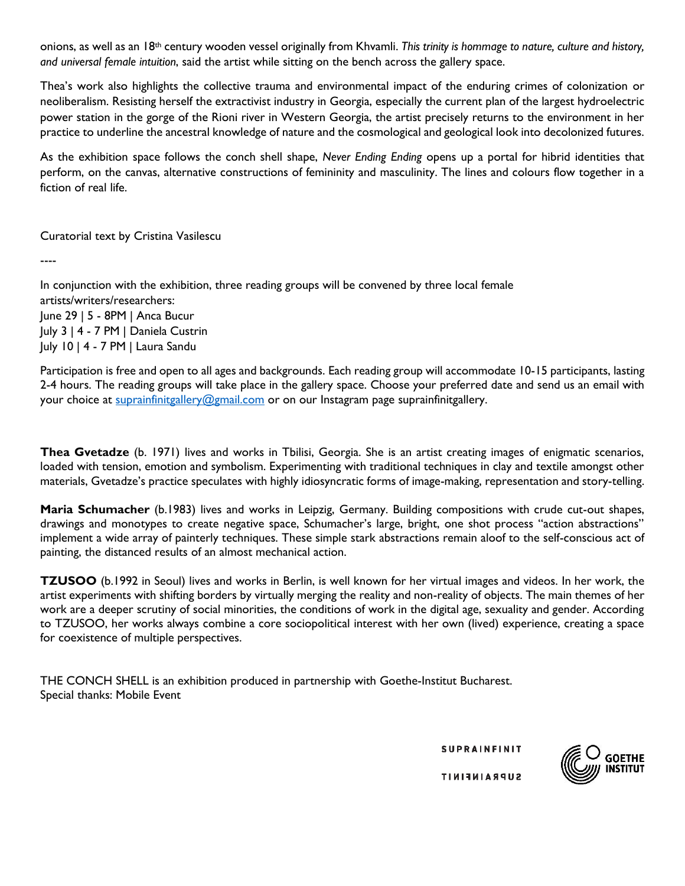onions, as well as an 18th century wooden vessel originally from Khvamli. *This trinity is hommage to nature, culture and history, and universal female intuition*, said the artist while sitting on the bench across the gallery space.

Thea's work also highlights the collective trauma and environmental impact of the enduring crimes of colonization or neoliberalism. Resisting herself the extractivist industry in Georgia, especially the current plan of the largest hydroelectric power station in the gorge of the Rioni river in Western Georgia, the artist precisely returns to the environment in her practice to underline the ancestral knowledge of nature and the cosmological and geological look into decolonized futures.

As the exhibition space follows the conch shell shape, *Never Ending Ending* opens up a portal for hibrid identities that perform, on the canvas, alternative constructions of femininity and masculinity. The lines and colours flow together in a fiction of real life.

Curatorial text by Cristina Vasilescu

----

In conjunction with the exhibition, three reading groups will be convened by three local female artists/writers/researchers:
June 29 | 5 - 8PM | Anca Bucur
July 3 | 4 - 7 PM | Daniela Custrin
July 10 | 4 - 7 PM | Laura Sandu

Participation is free and open to all ages and backgrounds. Each reading group will accommodate 10-15 participants, lasting 2-4 hours. The reading groups will take place in the gallery space. Choose your preferred date and send us an email with your choice at suprainfinitgallery@gmail.com or on our Instagram page suprainfinitgallery.

**Thea Gvetadze** (b. 1971) lives and works in Tbilisi, Georgia. She is an artist creating images of enigmatic scenarios, loaded with tension, emotion and symbolism. Experimenting with traditional techniques in clay and textile amongst other materials, Gvetadze's practice speculates with highly idiosyncratic forms of image-making, representation and story-telling.

**Maria Schumacher** (b.1983) lives and works in Leipzig, Germany. Building compositions with crude cut-out shapes, drawings and monotypes to create negative space, Schumacher's large, bright, one shot process "action abstractions" implement a wide array of painterly techniques. These simple stark abstractions remain aloof to the self-conscious act of painting, the distanced results of an almost mechanical action.

**TZUSOO** (b.1992 in Seoul) lives and works in Berlin, is well known for her virtual images and videos. In her work, the artist experiments with shifting borders by virtually merging the reality and non-reality of objects. The main themes of her work are a deeper scrutiny of social minorities, the conditions of work in the digital age, sexuality and gender. According to TZUSOO, her works always combine a core sociopolitical interest with her own (lived) experience, creating a space for coexistence of multiple perspectives.

THE CONCH SHELL is an exhibition produced in partnership with Goethe-Institut Bucharest.
Special thanks: Mobile Event

SUPRAINFINIT

GOETHE INSTITUT